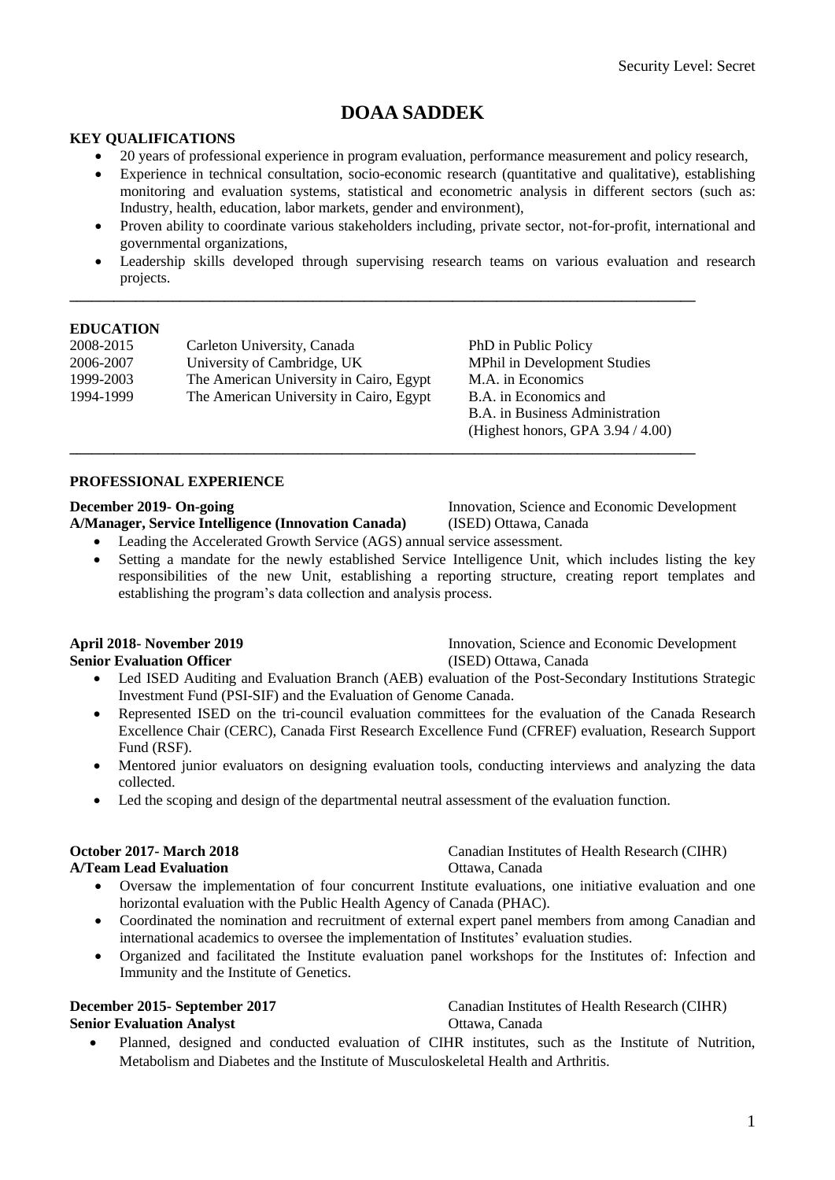Security Level: Secret

# DOAA SADDEK

**KEY QUALIFICATIONS**

- 20 years of professional experience in program evaluation, performance measurement and policy research,
- Experience in technical consultation, socio-economic research (quantitative and qualitative), establishing monitoring and evaluation systems, statistical and econometric analysis in different sectors (such as: Industry, health, education, labor markets, gender and environment),
- Proven ability to coordinate various stakeholders including, private sector, not-for-profit, international and governmental organizations,
- Leadership skills developed through supervising research teams on various evaluation and research projects.

---

**EDUCATION**

| | | |
|---|---|---|
| 2008-2015 | Carleton University, Canada | PhD in Public Policy |
| 2006-2007 | University of Cambridge, UK | MPhil in Development Studies |
| 1999-2003 | The American University in Cairo, Egypt | M.A. in Economics |
| 1994-1999 | The American University in Cairo, Egypt | B.A. in Economics and B.A. in Business Administration (Highest honors, GPA 3.94 / 4.00) |

---

**PROFESSIONAL EXPERIENCE**

**December 2019- On-going** — Innovation, Science and Economic Development (ISED) Ottawa, Canada
**A/Manager, Service Intelligence (Innovation Canada)**

- Leading the Accelerated Growth Service (AGS) annual service assessment.
- Setting a mandate for the newly established Service Intelligence Unit, which includes listing the key responsibilities of the new Unit, establishing a reporting structure, creating report templates and establishing the program's data collection and analysis process.

**April 2018- November 2019** — Innovation, Science and Economic Development (ISED) Ottawa, Canada
**Senior Evaluation Officer**

- Led ISED Auditing and Evaluation Branch (AEB) evaluation of the Post-Secondary Institutions Strategic Investment Fund (PSI-SIF) and the Evaluation of Genome Canada.
- Represented ISED on the tri-council evaluation committees for the evaluation of the Canada Research Excellence Chair (CERC), Canada First Research Excellence Fund (CFREF) evaluation, Research Support Fund (RSF).
- Mentored junior evaluators on designing evaluation tools, conducting interviews and analyzing the data collected.
- Led the scoping and design of the departmental neutral assessment of the evaluation function.

**October 2017- March 2018** — Canadian Institutes of Health Research (CIHR) Ottawa, Canada
**A/Team Lead Evaluation**

- Oversaw the implementation of four concurrent Institute evaluations, one initiative evaluation and one horizontal evaluation with the Public Health Agency of Canada (PHAC).
- Coordinated the nomination and recruitment of external expert panel members from among Canadian and international academics to oversee the implementation of Institutes' evaluation studies.
- Organized and facilitated the Institute evaluation panel workshops for the Institutes of: Infection and Immunity and the Institute of Genetics.

**December 2015- September 2017** — Canadian Institutes of Health Research (CIHR) Ottawa, Canada
**Senior Evaluation Analyst**

- Planned, designed and conducted evaluation of CIHR institutes, such as the Institute of Nutrition, Metabolism and Diabetes and the Institute of Musculoskeletal Health and Arthritis.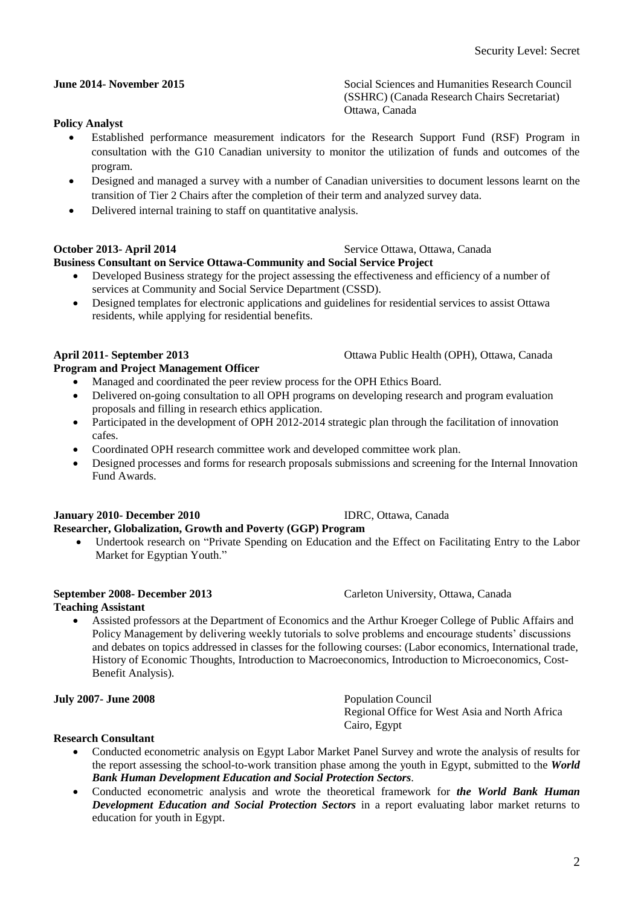Security Level: Secret

**June 2014- November 2015** Social Sciences and Humanities Research Council (SSHRC) (Canada Research Chairs Secretariat) Ottawa, Canada

**Policy Analyst**

- Established performance measurement indicators for the Research Support Fund (RSF) Program in consultation with the G10 Canadian university to monitor the utilization of funds and outcomes of the program.
- Designed and managed a survey with a number of Canadian universities to document lessons learnt on the transition of Tier 2 Chairs after the completion of their term and analyzed survey data.
- Delivered internal training to staff on quantitative analysis.

**October 2013- April 2014** Service Ottawa, Ottawa, Canada

**Business Consultant on Service Ottawa-Community and Social Service Project**

- Developed Business strategy for the project assessing the effectiveness and efficiency of a number of services at Community and Social Service Department (CSSD).
- Designed templates for electronic applications and guidelines for residential services to assist Ottawa residents, while applying for residential benefits.

**April 2011- September 2013** Ottawa Public Health (OPH), Ottawa, Canada

**Program and Project Management Officer**

- Managed and coordinated the peer review process for the OPH Ethics Board.
- Delivered on-going consultation to all OPH programs on developing research and program evaluation proposals and filling in research ethics application.
- Participated in the development of OPH 2012-2014 strategic plan through the facilitation of innovation cafes.
- Coordinated OPH research committee work and developed committee work plan.
- Designed processes and forms for research proposals submissions and screening for the Internal Innovation Fund Awards.

**January 2010- December 2010** IDRC, Ottawa, Canada

**Researcher, Globalization, Growth and Poverty (GGP) Program**

- Undertook research on "Private Spending on Education and the Effect on Facilitating Entry to the Labor Market for Egyptian Youth."

**September 2008- December 2013** Carleton University, Ottawa, Canada

**Teaching Assistant**

- Assisted professors at the Department of Economics and the Arthur Kroeger College of Public Affairs and Policy Management by delivering weekly tutorials to solve problems and encourage students' discussions and debates on topics addressed in classes for the following courses: (Labor economics, International trade, History of Economic Thoughts, Introduction to Macroeconomics, Introduction to Microeconomics, Cost-Benefit Analysis).

**July 2007- June 2008** Population Council Regional Office for West Asia and North Africa Cairo, Egypt

**Research Consultant**

- Conducted econometric analysis on Egypt Labor Market Panel Survey and wrote the analysis of results for the report assessing the school-to-work transition phase among the youth in Egypt, submitted to the ***World Bank Human Development Education and Social Protection Sectors***.
- Conducted econometric analysis and wrote the theoretical framework for ***the World Bank Human Development Education and Social Protection Sectors*** in a report evaluating labor market returns to education for youth in Egypt.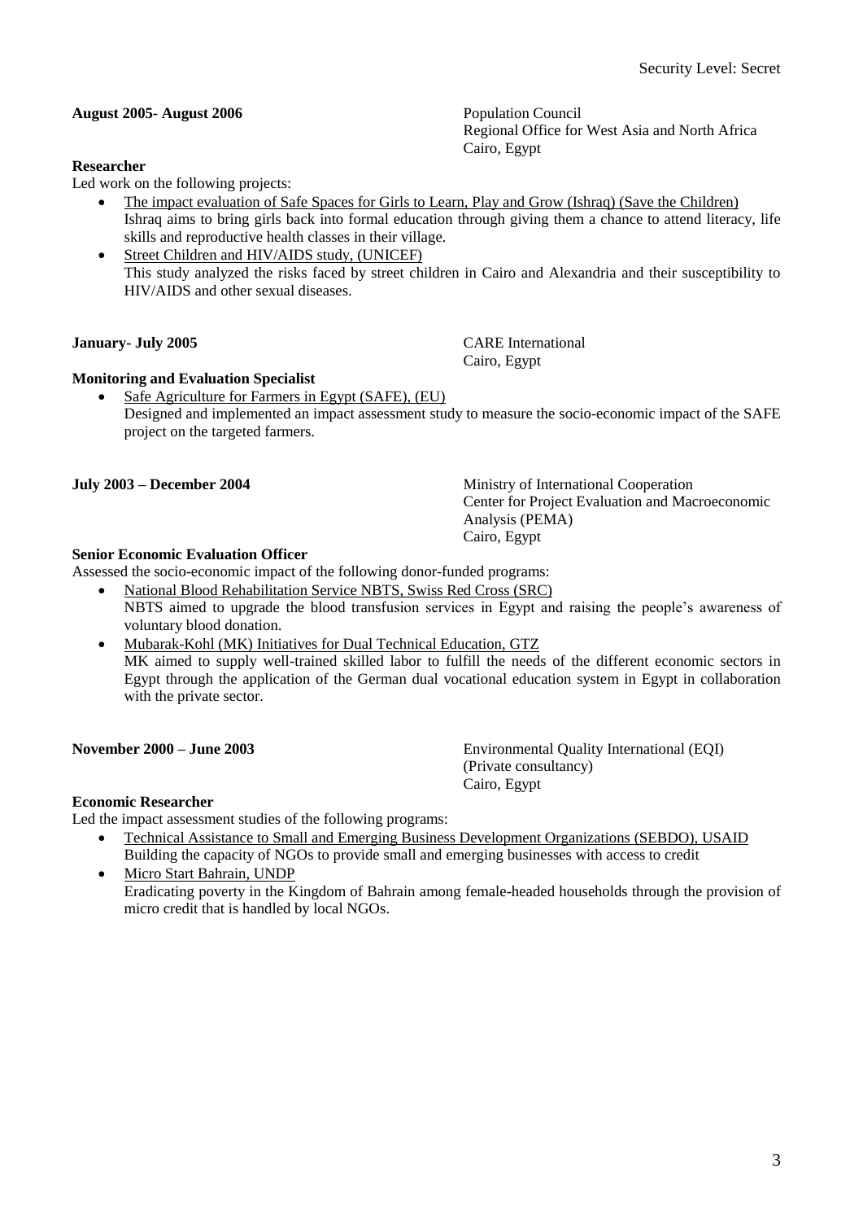**August 2005- August 2006**

Population Council
Regional Office for West Asia and North Africa
Cairo, Egypt

**Researcher**

Led work on the following projects:

- The impact evaluation of Safe Spaces for Girls to Learn, Play and Grow (Ishraq) (Save the Children)
  Ishraq aims to bring girls back into formal education through giving them a chance to attend literacy, life skills and reproductive health classes in their village.
- Street Children and HIV/AIDS study, (UNICEF)
  This study analyzed the risks faced by street children in Cairo and Alexandria and their susceptibility to HIV/AIDS and other sexual diseases.

**January- July 2005**

CARE International
Cairo, Egypt

**Monitoring and Evaluation Specialist**

- Safe Agriculture for Farmers in Egypt (SAFE), (EU)
  Designed and implemented an impact assessment study to measure the socio-economic impact of the SAFE project on the targeted farmers.

**July 2003 – December 2004**

Ministry of International Cooperation
Center for Project Evaluation and Macroeconomic Analysis (PEMA)
Cairo, Egypt

**Senior Economic Evaluation Officer**

Assessed the socio-economic impact of the following donor-funded programs:

- National Blood Rehabilitation Service NBTS, Swiss Red Cross (SRC)
  NBTS aimed to upgrade the blood transfusion services in Egypt and raising the people's awareness of voluntary blood donation.
- Mubarak-Kohl (MK) Initiatives for Dual Technical Education, GTZ
  MK aimed to supply well-trained skilled labor to fulfill the needs of the different economic sectors in Egypt through the application of the German dual vocational education system in Egypt in collaboration with the private sector.

**November 2000 – June 2003**

Environmental Quality International (EQI)
(Private consultancy)
Cairo, Egypt

**Economic Researcher**

Led the impact assessment studies of the following programs:

- Technical Assistance to Small and Emerging Business Development Organizations (SEBDO), USAID
  Building the capacity of NGOs to provide small and emerging businesses with access to credit
- Micro Start Bahrain, UNDP
  Eradicating poverty in the Kingdom of Bahrain among female-headed households through the provision of micro credit that is handled by local NGOs.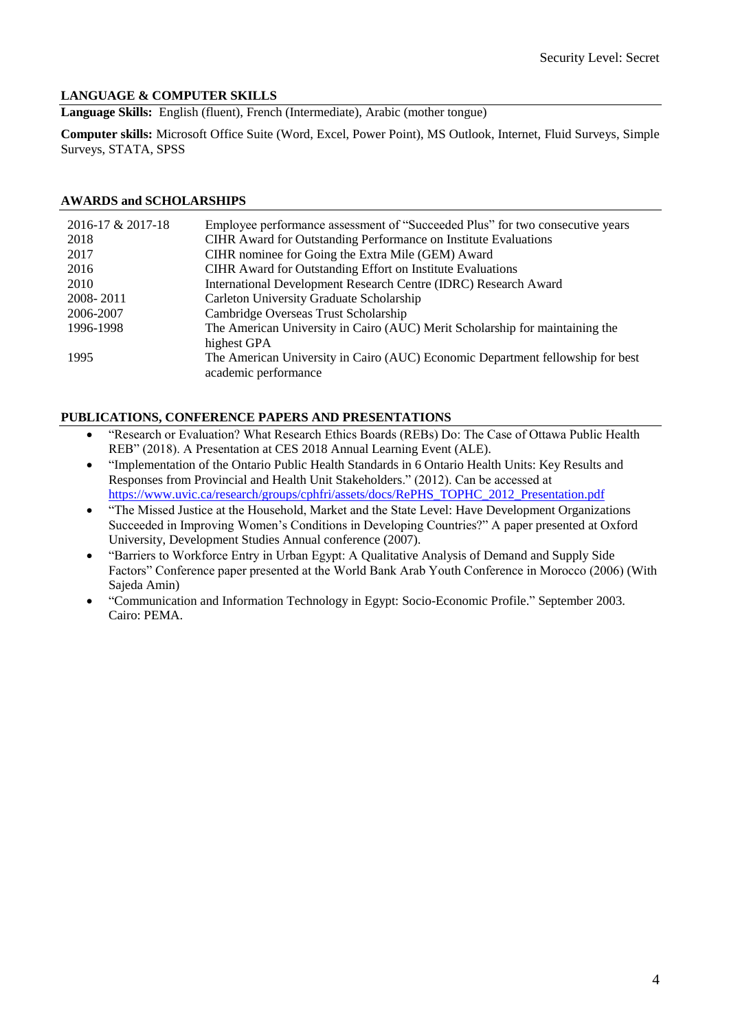## LANGUAGE & COMPUTER SKILLS

**Language Skills:** English (fluent), French (Intermediate), Arabic (mother tongue)

**Computer skills:** Microsoft Office Suite (Word, Excel, Power Point), MS Outlook, Internet, Fluid Surveys, Simple Surveys, STATA, SPSS

## AWARDS and SCHOLARSHIPS

| | |
|---|---|
| 2016-17 & 2017-18 | Employee performance assessment of "Succeeded Plus" for two consecutive years |
| 2018 | CIHR Award for Outstanding Performance on Institute Evaluations |
| 2017 | CIHR nominee for Going the Extra Mile (GEM) Award |
| 2016 | CIHR Award for Outstanding Effort on Institute Evaluations |
| 2010 | International Development Research Centre (IDRC) Research Award |
| 2008- 2011 | Carleton University Graduate Scholarship |
| 2006-2007 | Cambridge Overseas Trust Scholarship |
| 1996-1998 | The American University in Cairo (AUC) Merit Scholarship for maintaining the highest GPA |
| 1995 | The American University in Cairo (AUC) Economic Department fellowship for best academic performance |

## PUBLICATIONS, CONFERENCE PAPERS AND PRESENTATIONS

- "Research or Evaluation? What Research Ethics Boards (REBs) Do: The Case of Ottawa Public Health REB" (2018). A Presentation at CES 2018 Annual Learning Event (ALE).
- "Implementation of the Ontario Public Health Standards in 6 Ontario Health Units: Key Results and Responses from Provincial and Health Unit Stakeholders." (2012). Can be accessed at https://www.uvic.ca/research/groups/cphfri/assets/docs/RePHS_TOPHC_2012_Presentation.pdf
- "The Missed Justice at the Household, Market and the State Level: Have Development Organizations Succeeded in Improving Women's Conditions in Developing Countries?" A paper presented at Oxford University, Development Studies Annual conference (2007).
- "Barriers to Workforce Entry in Urban Egypt: A Qualitative Analysis of Demand and Supply Side Factors" Conference paper presented at the World Bank Arab Youth Conference in Morocco (2006) (With Sajeda Amin)
- "Communication and Information Technology in Egypt: Socio-Economic Profile." September 2003. Cairo: PEMA.